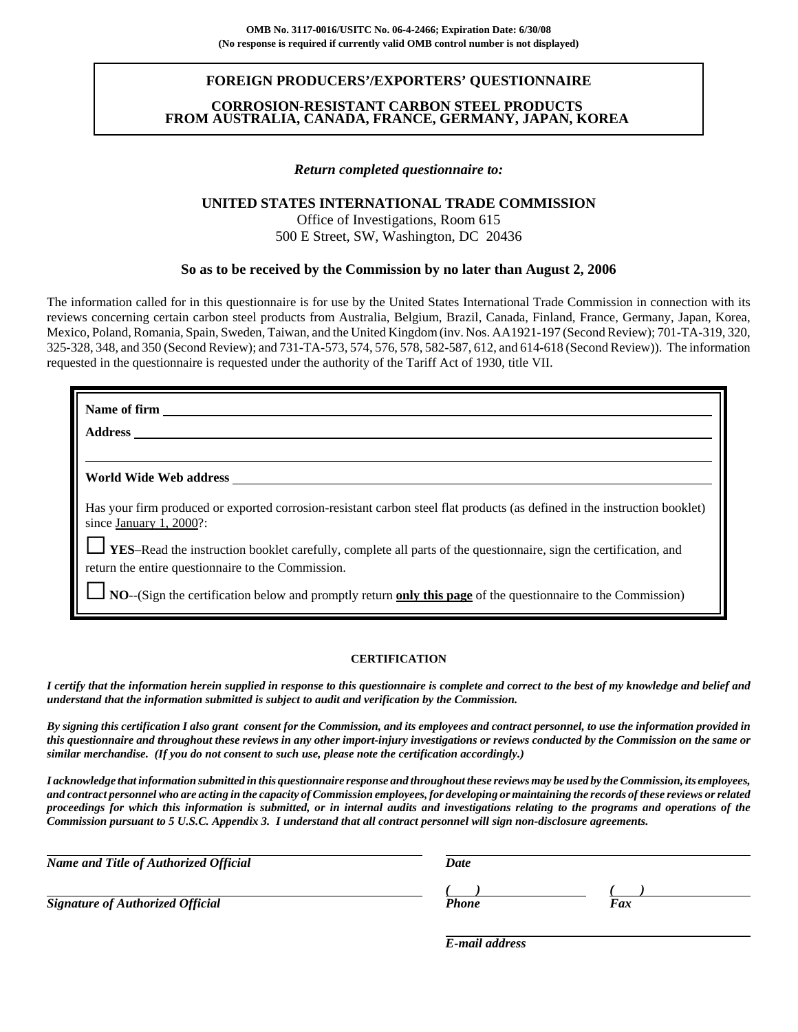**OMB No. 3117-0016/USITC No. 06-4-2466; Expiration Date: 6/30/08**
**(No response is required if currently valid OMB control number is not displayed)**

# FOREIGN PRODUCERS'/EXPORTERS' QUESTIONNAIRE

## CORROSION-RESISTANT CARBON STEEL PRODUCTS FROM AUSTRALIA, CANADA, FRANCE, GERMANY, JAPAN, KOREA

***Return completed questionnaire to:***

**UNITED STATES INTERNATIONAL TRADE COMMISSION**
Office of Investigations, Room 615
500 E Street, SW, Washington, DC 20436

**So as to be received by the Commission by no later than August 2, 2006**

The information called for in this questionnaire is for use by the United States International Trade Commission in connection with its reviews concerning certain carbon steel products from Australia, Belgium, Brazil, Canada, Finland, France, Germany, Japan, Korea, Mexico, Poland, Romania, Spain, Sweden, Taiwan, and the United Kingdom (inv. Nos. AA1921-197 (Second Review); 701-TA-319, 320, 325-328, 348, and 350 (Second Review); and 731-TA-573, 574, 576, 578, 582-587, 612, and 614-618 (Second Review)). The information requested in the questionnaire is requested under the authority of the Tariff Act of 1930, title VII.

**Name of firm** ____________________

**Address** ____________________

____________________

**World Wide Web address** ____________________

Has your firm produced or exported corrosion-resistant carbon steel flat products (as defined in the instruction booklet) since January 1, 2000?:

☐ **YES**–Read the instruction booklet carefully, complete all parts of the questionnaire, sign the certification, and return the entire questionnaire to the Commission.

☐ **NO**--(Sign the certification below and promptly return **only this page** of the questionnaire to the Commission)

**CERTIFICATION**

***I certify that the information herein supplied in response to this questionnaire is complete and correct to the best of my knowledge and belief and understand that the information submitted is subject to audit and verification by the Commission.***

***By signing this certification I also grant consent for the Commission, and its employees and contract personnel, to use the information provided in this questionnaire and throughout these reviews in any other import-injury investigations or reviews conducted by the Commission on the same or similar merchandise. (If you do not consent to such use, please note the certification accordingly.)***

***I acknowledge that information submitted in this questionnaire response and throughout these reviews may be used by the Commission, its employees, and contract personnel who are acting in the capacity of Commission employees, for developing or maintaining the records of these reviews or related proceedings for which this information is submitted, or in internal audits and investigations relating to the programs and operations of the Commission pursuant to 5 U.S.C. Appendix 3. I understand that all contract personnel will sign non-disclosure agreements.***

____________________ ____________________
***Name and Title of Authorized Official*** ***Date***

____________________ ( ) ____________ ( ) ____________
***Signature of Authorized Official*** ***Phone*** ***Fax***

____________________
***E-mail address***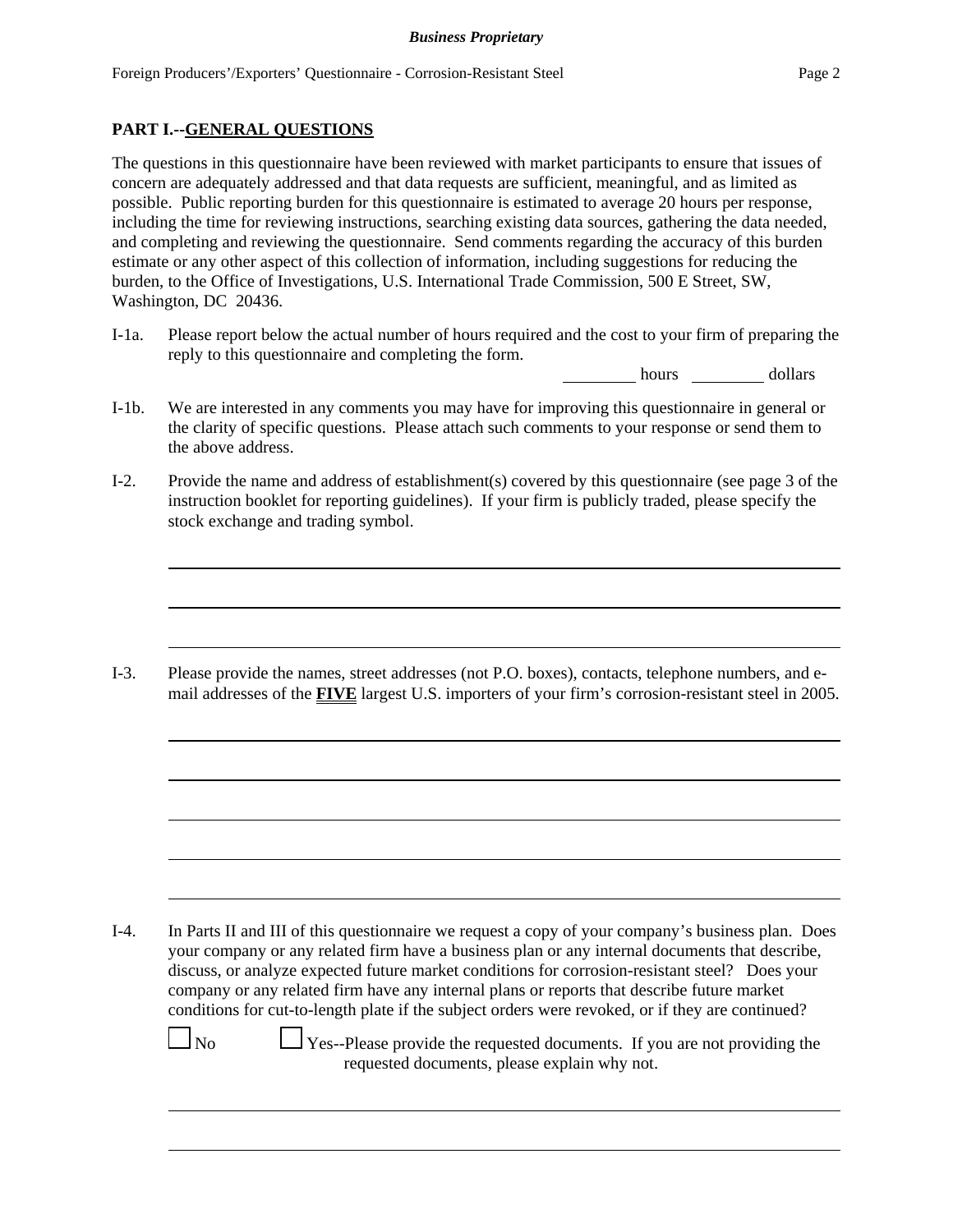## PART I.--GENERAL QUESTIONS

The questions in this questionnaire have been reviewed with market participants to ensure that issues of concern are adequately addressed and that data requests are sufficient, meaningful, and as limited as possible. Public reporting burden for this questionnaire is estimated to average 20 hours per response, including the time for reviewing instructions, searching existing data sources, gathering the data needed, and completing and reviewing the questionnaire. Send comments regarding the accuracy of this burden estimate or any other aspect of this collection of information, including suggestions for reducing the burden, to the Office of Investigations, U.S. International Trade Commission, 500 E Street, SW, Washington, DC 20436.

I-1a. Please report below the actual number of hours required and the cost to your firm of preparing the reply to this questionnaire and completing the form.

________ hours ________ dollars

I-1b. We are interested in any comments you may have for improving this questionnaire in general or the clarity of specific questions. Please attach such comments to your response or send them to the above address.

I-2. Provide the name and address of establishment(s) covered by this questionnaire (see page 3 of the instruction booklet for reporting guidelines). If your firm is publicly traded, please specify the stock exchange and trading symbol.

______________________________________________________________________

______________________________________________________________________

______________________________________________________________________

I-3. Please provide the names, street addresses (not P.O. boxes), contacts, telephone numbers, and e-mail addresses of the **FIVE** largest U.S. importers of your firm's corrosion-resistant steel in 2005.

______________________________________________________________________

______________________________________________________________________

______________________________________________________________________

______________________________________________________________________

______________________________________________________________________

I-4. In Parts II and III of this questionnaire we request a copy of your company's business plan. Does your company or any related firm have a business plan or any internal documents that describe, discuss, or analyze expected future market conditions for corrosion-resistant steel? Does your company or any related firm have any internal plans or reports that describe future market conditions for cut-to-length plate if the subject orders were revoked, or if they are continued?

☐ No ☐ Yes--Please provide the requested documents. If you are not providing the requested documents, please explain why not.

______________________________________________________________________

______________________________________________________________________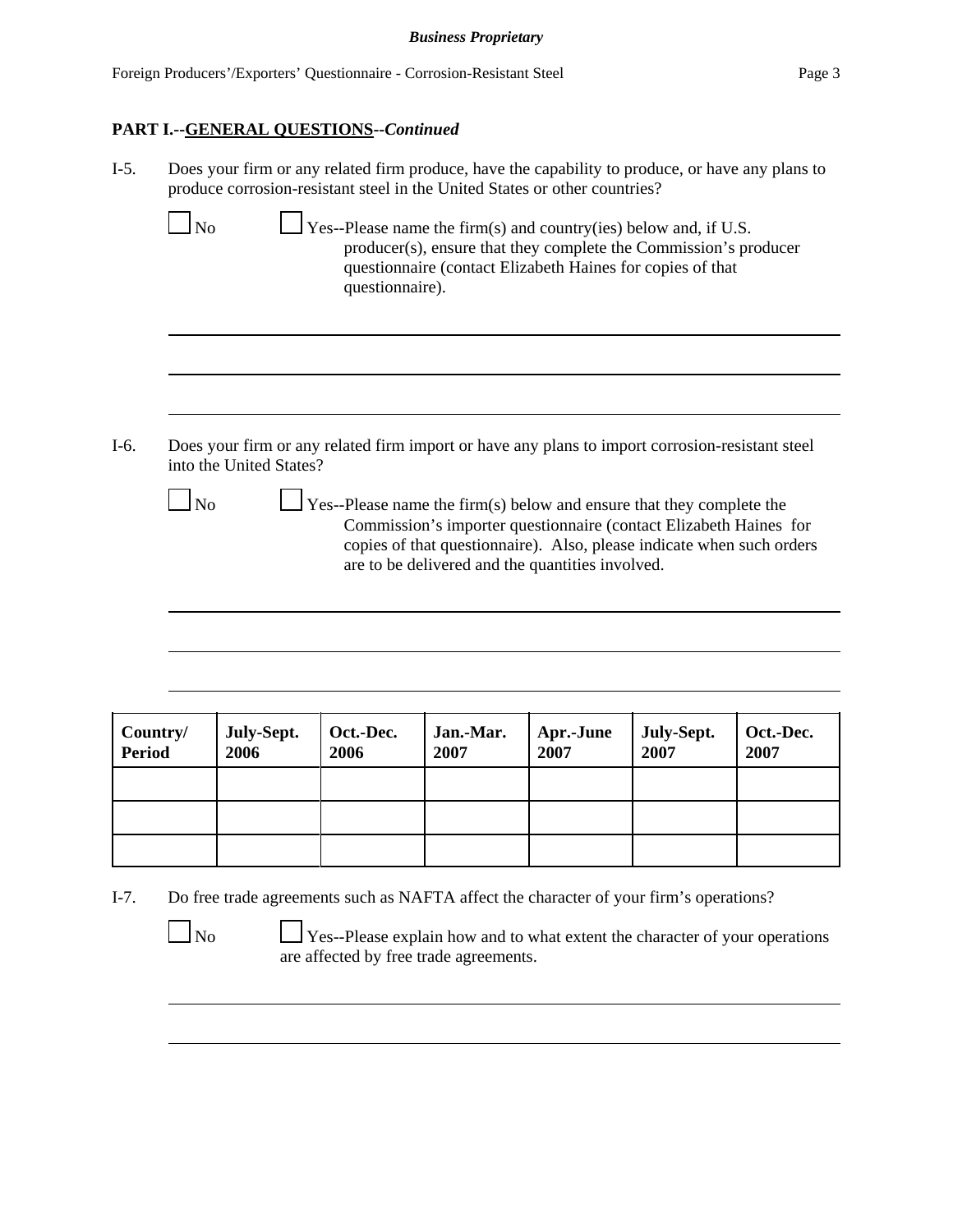## PART I.--GENERAL QUESTIONS--*Continued*

I-5. Does your firm or any related firm produce, have the capability to produce, or have any plans to produce corrosion-resistant steel in the United States or other countries?

☐ No ☐ Yes--Please name the firm(s) and country(ies) below and, if U.S. producer(s), ensure that they complete the Commission's producer questionnaire (contact Elizabeth Haines for copies of that questionnaire).

I-6. Does your firm or any related firm import or have any plans to import corrosion-resistant steel into the United States?

☐ No ☐ Yes--Please name the firm(s) below and ensure that they complete the Commission's importer questionnaire (contact Elizabeth Haines for copies of that questionnaire). Also, please indicate when such orders are to be delivered and the quantities involved.

| Country/ Period | July-Sept. 2006 | Oct.-Dec. 2006 | Jan.-Mar. 2007 | Apr.-June 2007 | July-Sept. 2007 | Oct.-Dec. 2007 |
|---|---|---|---|---|---|---|
| | | | | | | |
| | | | | | | |
| | | | | | | |

I-7. Do free trade agreements such as NAFTA affect the character of your firm's operations?

☐ No ☐ Yes--Please explain how and to what extent the character of your operations are affected by free trade agreements.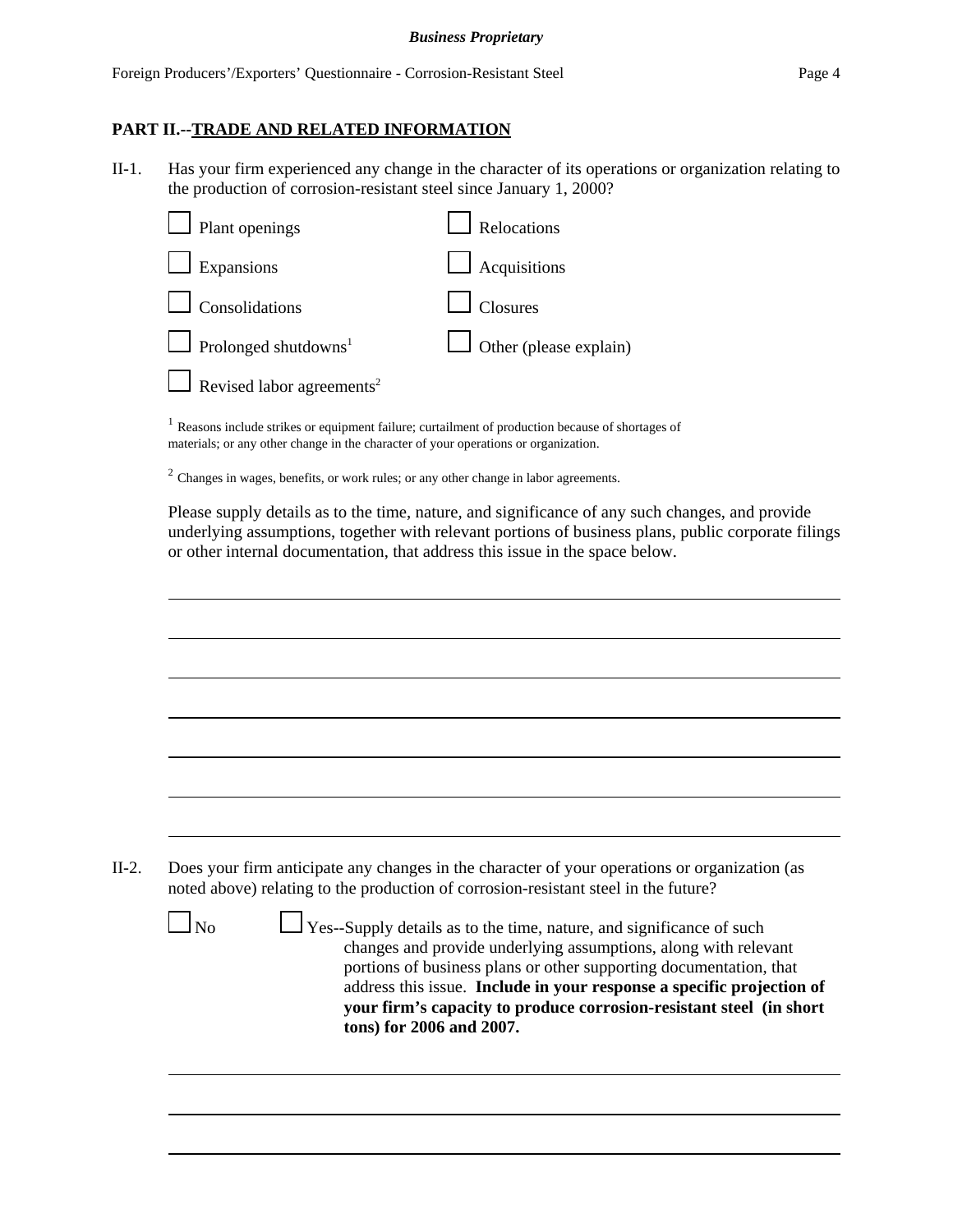## PART II.--TRADE AND RELATED INFORMATION

II-1. Has your firm experienced any change in the character of its operations or organization relating to the production of corrosion-resistant steel since January 1, 2000?

- ☐ Plant openings
- ☐ Relocations
- ☐ Expansions
- ☐ Acquisitions
- ☐ Consolidations
- ☐ Closures
- ☐ Prolonged shutdowns[1]
- ☐ Other (please explain)
- ☐ Revised labor agreements[2]

[1] Reasons include strikes or equipment failure; curtailment of production because of shortages of materials; or any other change in the character of your operations or organization.

[2] Changes in wages, benefits, or work rules; or any other change in labor agreements.

Please supply details as to the time, nature, and significance of any such changes, and provide underlying assumptions, together with relevant portions of business plans, public corporate filings or other internal documentation, that address this issue in the space below.

______________________________________________________________________

______________________________________________________________________

______________________________________________________________________

______________________________________________________________________

______________________________________________________________________

______________________________________________________________________

______________________________________________________________________

II-2. Does your firm anticipate any changes in the character of your operations or organization (as noted above) relating to the production of corrosion-resistant steel in the future?

☐ No ☐ Yes--Supply details as to the time, nature, and significance of such changes and provide underlying assumptions, along with relevant portions of business plans or other supporting documentation, that address this issue. **Include in your response a specific projection of your firm's capacity to produce corrosion-resistant steel (in short tons) for 2006 and 2007.**

______________________________________________________________________

______________________________________________________________________

______________________________________________________________________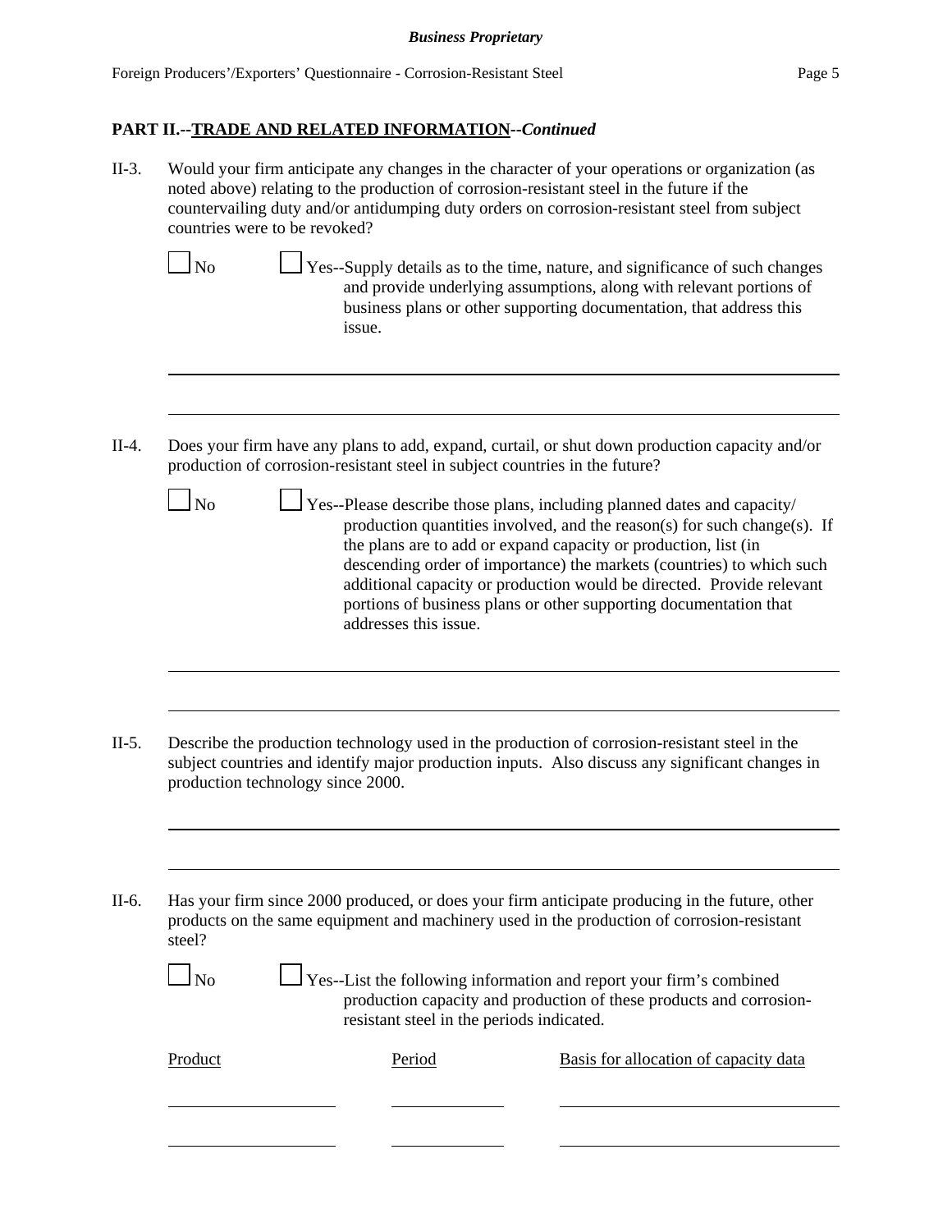## PART II.--TRADE AND RELATED INFORMATION--*Continued*

II-3. Would your firm anticipate any changes in the character of your operations or organization (as noted above) relating to the production of corrosion-resistant steel in the future if the countervailing duty and/or antidumping duty orders on corrosion-resistant steel from subject countries were to be revoked?

☐ No ☐ Yes--Supply details as to the time, nature, and significance of such changes and provide underlying assumptions, along with relevant portions of business plans or other supporting documentation, that address this issue.

II-4. Does your firm have any plans to add, expand, curtail, or shut down production capacity and/or production of corrosion-resistant steel in subject countries in the future?

☐ No ☐ Yes--Please describe those plans, including planned dates and capacity/ production quantities involved, and the reason(s) for such change(s). If the plans are to add or expand capacity or production, list (in descending order of importance) the markets (countries) to which such additional capacity or production would be directed. Provide relevant portions of business plans or other supporting documentation that addresses this issue.

II-5. Describe the production technology used in the production of corrosion-resistant steel in the subject countries and identify major production inputs. Also discuss any significant changes in production technology since 2000.

II-6. Has your firm since 2000 produced, or does your firm anticipate producing in the future, other products on the same equipment and machinery used in the production of corrosion-resistant steel?

☐ No ☐ Yes--List the following information and report your firm's combined production capacity and production of these products and corrosion-resistant steel in the periods indicated.

| Product | Period | Basis for allocation of capacity data |
|---|---|---|
| | | |
| | | |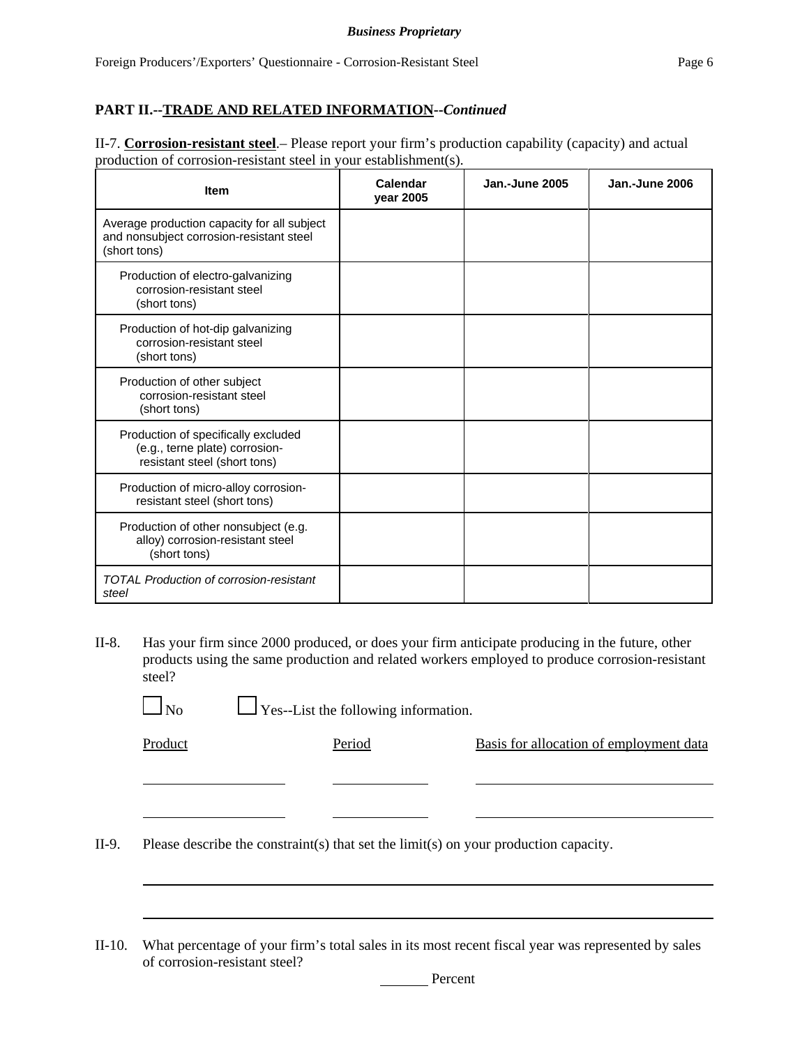**PART II.--TRADE AND RELATED INFORMATION--*Continued***

II-7. **Corrosion-resistant steel**.– Please report your firm's production capability (capacity) and actual production of corrosion-resistant steel in your establishment(s).

| Item | Calendar year 2005 | Jan.-June 2005 | Jan.-June 2006 |
|---|---|---|---|
| Average production capacity for all subject and nonsubject corrosion-resistant steel (short tons) | | | |
| Production of electro-galvanizing corrosion-resistant steel (short tons) | | | |
| Production of hot-dip galvanizing corrosion-resistant steel (short tons) | | | |
| Production of other subject corrosion-resistant steel (short tons) | | | |
| Production of specifically excluded (e.g., terne plate) corrosion-resistant steel (short tons) | | | |
| Production of micro-alloy corrosion-resistant steel (short tons) | | | |
| Production of other nonsubject (e.g. alloy) corrosion-resistant steel (short tons) | | | |
| *TOTAL Production of corrosion-resistant steel* | | | |

II-8. Has your firm since 2000 produced, or does your firm anticipate producing in the future, other products using the same production and related workers employed to produce corrosion-resistant steel?

☐ No ☐ Yes--List the following information.

| Product | Period | Basis for allocation of employment data |
|---|---|---|
| | | |
| | | |

II-9. Please describe the constraint(s) that set the limit(s) on your production capacity.

______________________________________________________________________

______________________________________________________________________

II-10. What percentage of your firm's total sales in its most recent fiscal year was represented by sales of corrosion-resistant steel?

______ Percent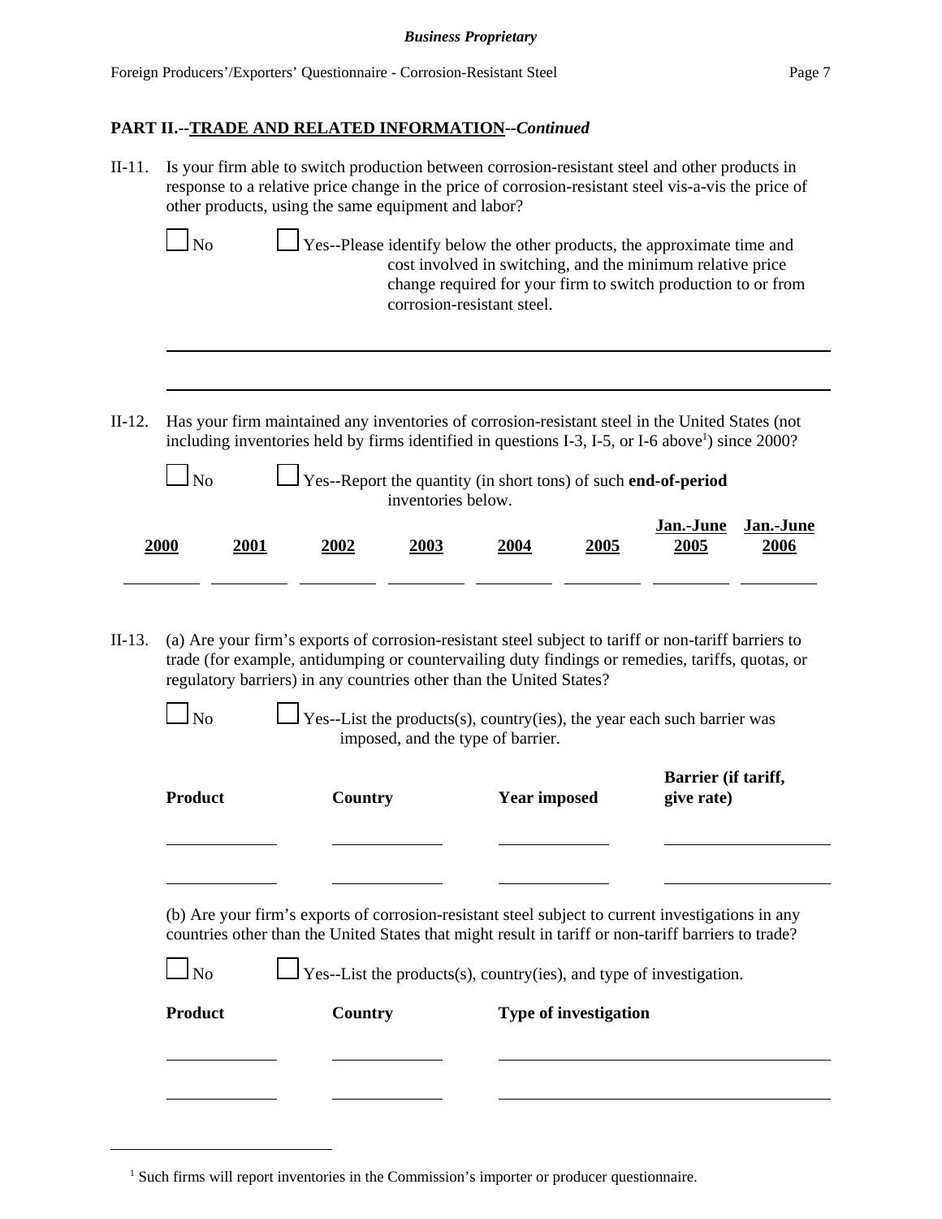## PART II.--TRADE AND RELATED INFORMATION--*Continued*

II-11. Is your firm able to switch production between corrosion-resistant steel and other products in response to a relative price change in the price of corrosion-resistant steel vis-a-vis the price of other products, using the same equipment and labor?

☐ No ☐ Yes--Please identify below the other products, the approximate time and cost involved in switching, and the minimum relative price change required for your firm to switch production to or from corrosion-resistant steel.

______________________________________________________________________

______________________________________________________________________

II-12. Has your firm maintained any inventories of corrosion-resistant steel in the United States (not including inventories held by firms identified in questions I-3, I-5, or I-6 above[1]) since 2000?

☐ No ☐ Yes--Report the quantity (in short tons) of such **end-of-period** inventories below.

| 2000 | 2001 | 2002 | 2003 | 2004 | 2005 | Jan.-June 2005 | Jan.-June 2006 |
|---|---|---|---|---|---|---|---|
| | | | | | | | |

II-13. (a) Are your firm's exports of corrosion-resistant steel subject to tariff or non-tariff barriers to trade (for example, antidumping or countervailing duty findings or remedies, tariffs, quotas, or regulatory barriers) in any countries other than the United States?

☐ No ☐ Yes--List the products(s), country(ies), the year each such barrier was imposed, and the type of barrier.

| Product | Country | Year imposed | Barrier (if tariff, give rate) |
|---|---|---|---|
| | | | |
| | | | |

(b) Are your firm's exports of corrosion-resistant steel subject to current investigations in any countries other than the United States that might result in tariff or non-tariff barriers to trade?

☐ No ☐ Yes--List the products(s), country(ies), and type of investigation.

| Product | Country | Type of investigation |
|---|---|---|
| | | |
| | | |

[1] Such firms will report inventories in the Commission's importer or producer questionnaire.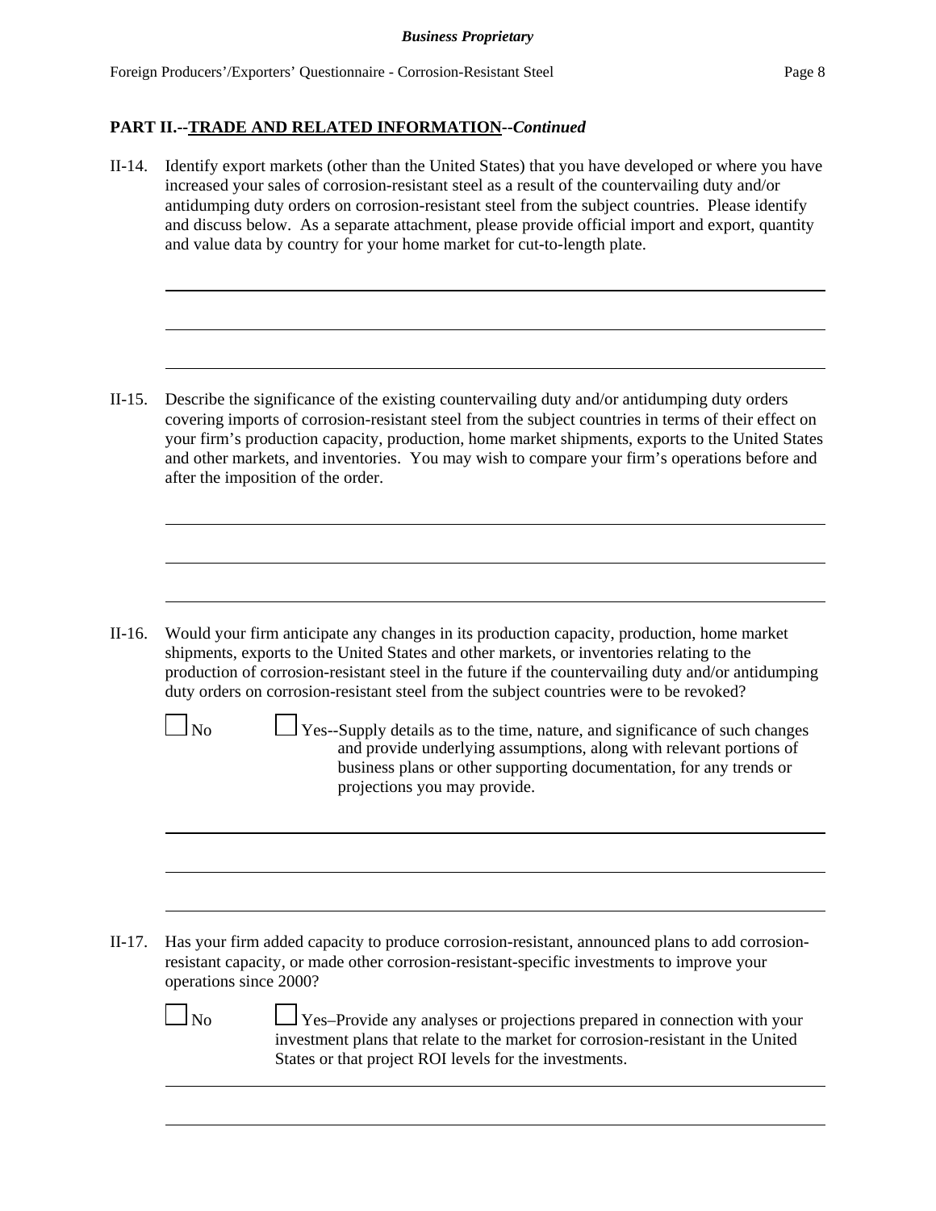**PART II.--TRADE AND RELATED INFORMATION--*Continued***

II-14. Identify export markets (other than the United States) that you have developed or where you have increased your sales of corrosion-resistant steel as a result of the countervailing duty and/or antidumping duty orders on corrosion-resistant steel from the subject countries. Please identify and discuss below. As a separate attachment, please provide official import and export, quantity and value data by country for your home market for cut-to-length plate.

II-15. Describe the significance of the existing countervailing duty and/or antidumping duty orders covering imports of corrosion-resistant steel from the subject countries in terms of their effect on your firm's production capacity, production, home market shipments, exports to the United States and other markets, and inventories. You may wish to compare your firm's operations before and after the imposition of the order.

II-16. Would your firm anticipate any changes in its production capacity, production, home market shipments, exports to the United States and other markets, or inventories relating to the production of corrosion-resistant steel in the future if the countervailing duty and/or antidumping duty orders on corrosion-resistant steel from the subject countries were to be revoked?

☐ No ☐ Yes--Supply details as to the time, nature, and significance of such changes and provide underlying assumptions, along with relevant portions of business plans or other supporting documentation, for any trends or projections you may provide.

II-17. Has your firm added capacity to produce corrosion-resistant, announced plans to add corrosion-resistant capacity, or made other corrosion-resistant-specific investments to improve your operations since 2000?

☐ No ☐ Yes–Provide any analyses or projections prepared in connection with your investment plans that relate to the market for corrosion-resistant in the United States or that project ROI levels for the investments.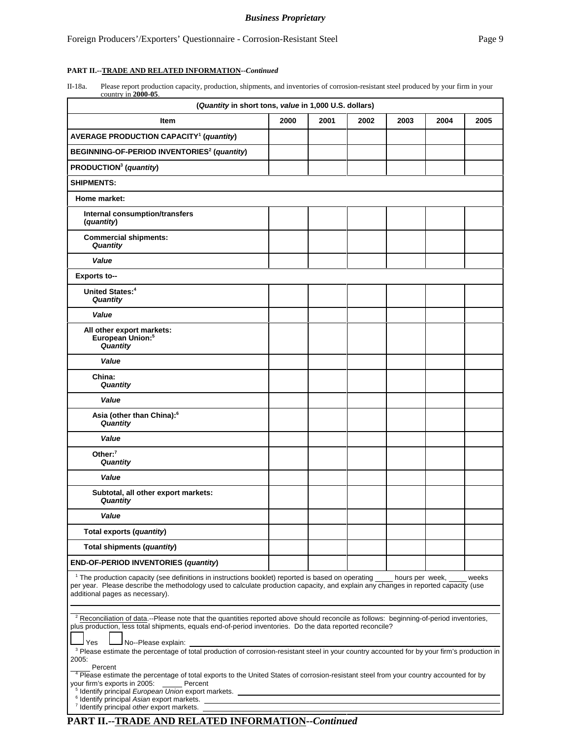**PART II.--TRADE AND RELATED INFORMATION--*Continued***

II-18a. Please report production capacity, production, shipments, and inventories of corrosion-resistant steel produced by your firm in your country in **2000-05**.

| (*Quantity* in short tons, *value* in 1,000 U.S. dollars) | | | | | | |
|---|---|---|---|---|---|---|
| **Item** | **2000** | **2001** | **2002** | **2003** | **2004** | **2005** |
| **AVERAGE PRODUCTION CAPACITY[1] (*quantity*)** | | | | | | |
| **BEGINNING-OF-PERIOD INVENTORIES[2] (*quantity*)** | | | | | | |
| **PRODUCTION[3] (*quantity*)** | | | | | | |
| **SHIPMENTS:** | | | | | | |
| **Home market:** | | | | | | |
| **Internal consumption/transfers (*quantity*)** | | | | | | |
| **Commercial shipments: *Quantity*** | | | | | | |
| ***Value*** | | | | | | |
| **Exports to--** | | | | | | |
| **United States:[4] *Quantity*** | | | | | | |
| ***Value*** | | | | | | |
| **All other export markets: European Union:[5] *Quantity*** | | | | | | |
| ***Value*** | | | | | | |
| **China: *Quantity*** | | | | | | |
| ***Value*** | | | | | | |
| **Asia (other than China):[6] *Quantity*** | | | | | | |
| ***Value*** | | | | | | |
| **Other:[7] *Quantity*** | | | | | | |
| ***Value*** | | | | | | |
| **Subtotal, all other export markets: *Quantity*** | | | | | | |
| ***Value*** | | | | | | |
| **Total exports (*quantity*)** | | | | | | |
| **Total shipments (*quantity*)** | | | | | | |
| **END-OF-PERIOD INVENTORIES (*quantity*)** | | | | | | |

[1] The production capacity (see definitions in instructions booklet) reported is based on operating _____ hours per week, _____ weeks per year. Please describe the methodology used to calculate production capacity, and explain any changes in reported capacity (use additional pages as necessary).

[2] Reconciliation of data.--Please note that the quantities reported above should reconcile as follows: beginning-of-period inventories, plus production, less total shipments, equals end-of-period inventories. Do the data reported reconcile?

☐ Yes ☐ No--Please explain: ____________________

[3] Please estimate the percentage of total production of corrosion-resistant steel in your country accounted for by your firm's production in 2005:
_____ Percent

[4] Please estimate the percentage of total exports to the United States of corrosion-resistant steel from your country accounted for by your firm's exports in 2005: _____ Percent

[5] Identify principal *European Union* export markets. ____________________

[6] Identify principal *Asian* export markets. ____________________

[7] Identify principal *other* export markets. ____________________

**PART II.--TRADE AND RELATED INFORMATION--*Continued***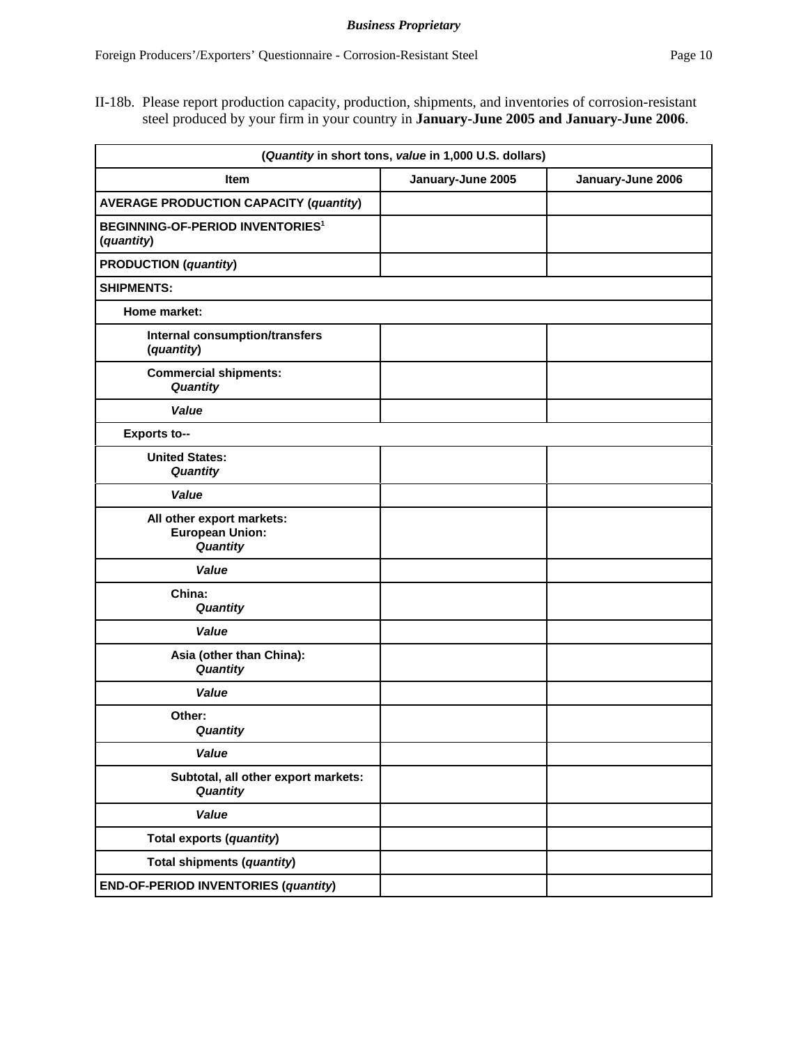**Business Proprietary**

II-18b. Please report production capacity, production, shipments, and inventories of corrosion-resistant steel produced by your firm in your country in **January-June 2005 and January-June 2006**.

| (*Quantity* in short tons, *value* in 1,000 U.S. dollars) | | |
|---|---|---|
| **Item** | **January-June 2005** | **January-June 2006** |
| **AVERAGE PRODUCTION CAPACITY (*quantity*)** | | |
| **BEGINNING-OF-PERIOD INVENTORIES[1] (*quantity*)** | | |
| **PRODUCTION (*quantity*)** | | |
| **SHIPMENTS:** | | |
| **Home market:** | | |
| **Internal consumption/transfers (*quantity*)** | | |
| **Commercial shipments: *Quantity*** | | |
| ***Value*** | | |
| **Exports to--** | | |
| **United States: *Quantity*** | | |
| ***Value*** | | |
| **All other export markets: European Union: *Quantity*** | | |
| ***Value*** | | |
| **China: *Quantity*** | | |
| ***Value*** | | |
| **Asia (other than China): *Quantity*** | | |
| ***Value*** | | |
| **Other: *Quantity*** | | |
| ***Value*** | | |
| **Subtotal, all other export markets: *Quantity*** | | |
| ***Value*** | | |
| **Total exports (*quantity*)** | | |
| **Total shipments (*quantity*)** | | |
| **END-OF-PERIOD INVENTORIES (*quantity*)** | | |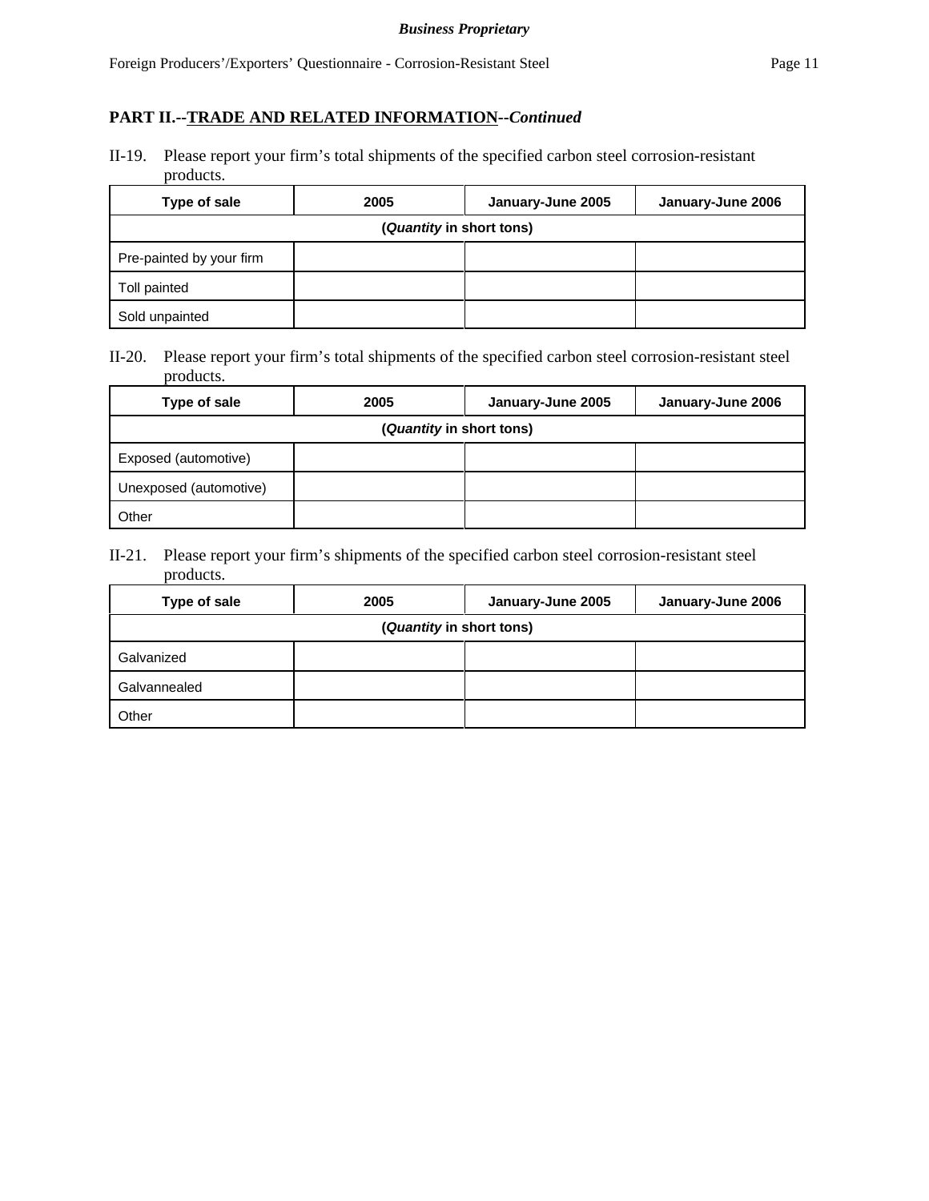## PART II.--TRADE AND RELATED INFORMATION--*Continued*

II-19. Please report your firm's total shipments of the specified carbon steel corrosion-resistant products.

| Type of sale | 2005 | January-June 2005 | January-June 2006 |
|---|---|---|---|
| (*Quantity* in short tons) | | | |
| Pre-painted by your firm | | | |
| Toll painted | | | |
| Sold unpainted | | | |

II-20. Please report your firm's total shipments of the specified carbon steel corrosion-resistant steel products.

| Type of sale | 2005 | January-June 2005 | January-June 2006 |
|---|---|---|---|
| (*Quantity* in short tons) | | | |
| Exposed (automotive) | | | |
| Unexposed (automotive) | | | |
| Other | | | |

II-21. Please report your firm's shipments of the specified carbon steel corrosion-resistant steel products.

| Type of sale | 2005 | January-June 2005 | January-June 2006 |
|---|---|---|---|
| (*Quantity* in short tons) | | | |
| Galvanized | | | |
| Galvannealed | | | |
| Other | | | |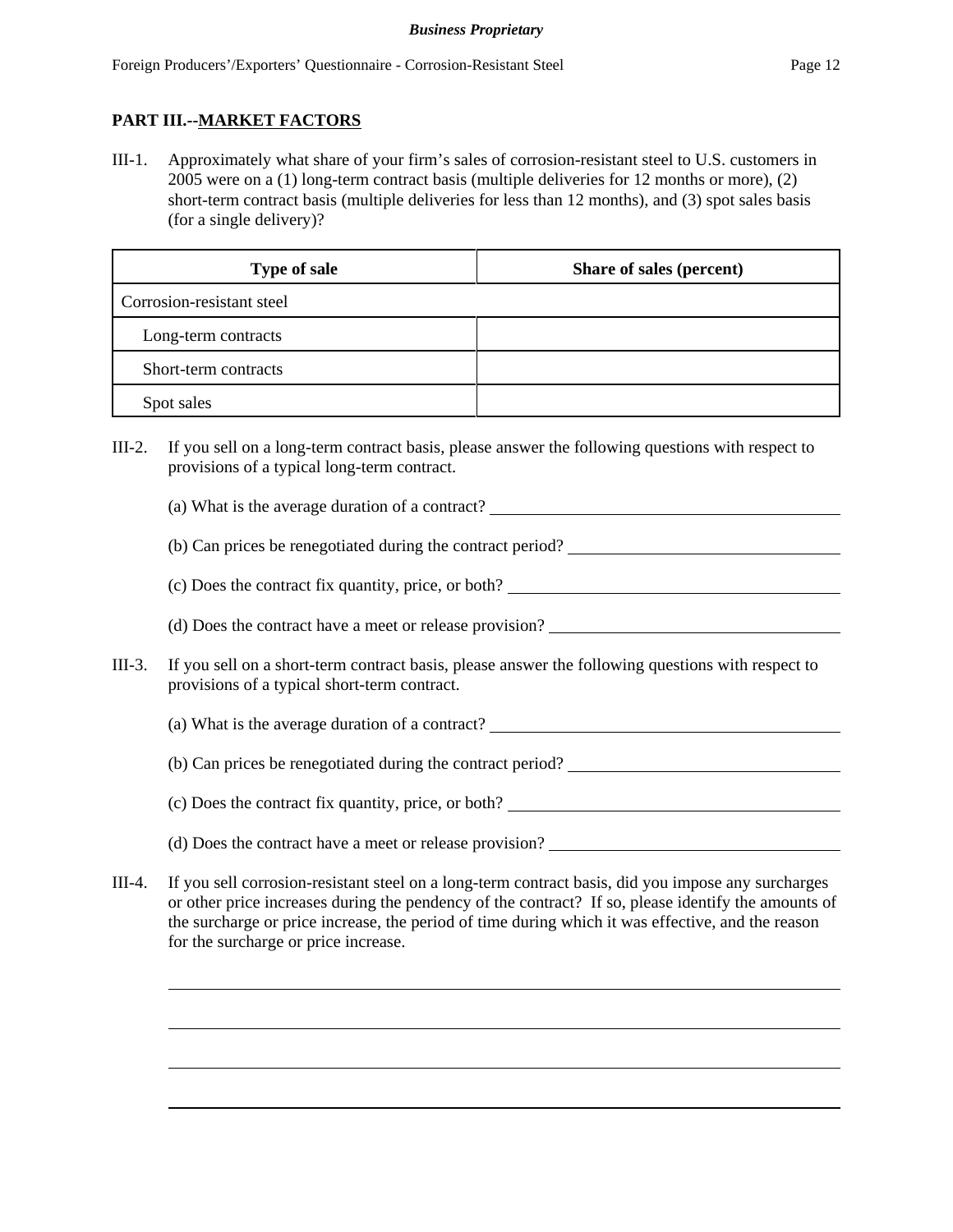**PART III.--<u>MARKET FACTORS</u>**

III-1. Approximately what share of your firm's sales of corrosion-resistant steel to U.S. customers in 2005 were on a (1) long-term contract basis (multiple deliveries for 12 months or more), (2) short-term contract basis (multiple deliveries for less than 12 months), and (3) spot sales basis (for a single delivery)?

| Type of sale | Share of sales (percent) |
|---|---|
| Corrosion-resistant steel | |
| Long-term contracts | |
| Short-term contracts | |
| Spot sales | |

III-2. If you sell on a long-term contract basis, please answer the following questions with respect to provisions of a typical long-term contract.

(a) What is the average duration of a contract? ______________________

(b) Can prices be renegotiated during the contract period? ______________________

(c) Does the contract fix quantity, price, or both? ______________________

(d) Does the contract have a meet or release provision? ______________________

III-3. If you sell on a short-term contract basis, please answer the following questions with respect to provisions of a typical short-term contract.

(a) What is the average duration of a contract? ______________________

(b) Can prices be renegotiated during the contract period? ______________________

(c) Does the contract fix quantity, price, or both? ______________________

(d) Does the contract have a meet or release provision? ______________________

III-4. If you sell corrosion-resistant steel on a long-term contract basis, did you impose any surcharges or other price increases during the pendency of the contract? If so, please identify the amounts of the surcharge or price increase, the period of time during which it was effective, and the reason for the surcharge or price increase.

______________________________________________

______________________________________________

______________________________________________

______________________________________________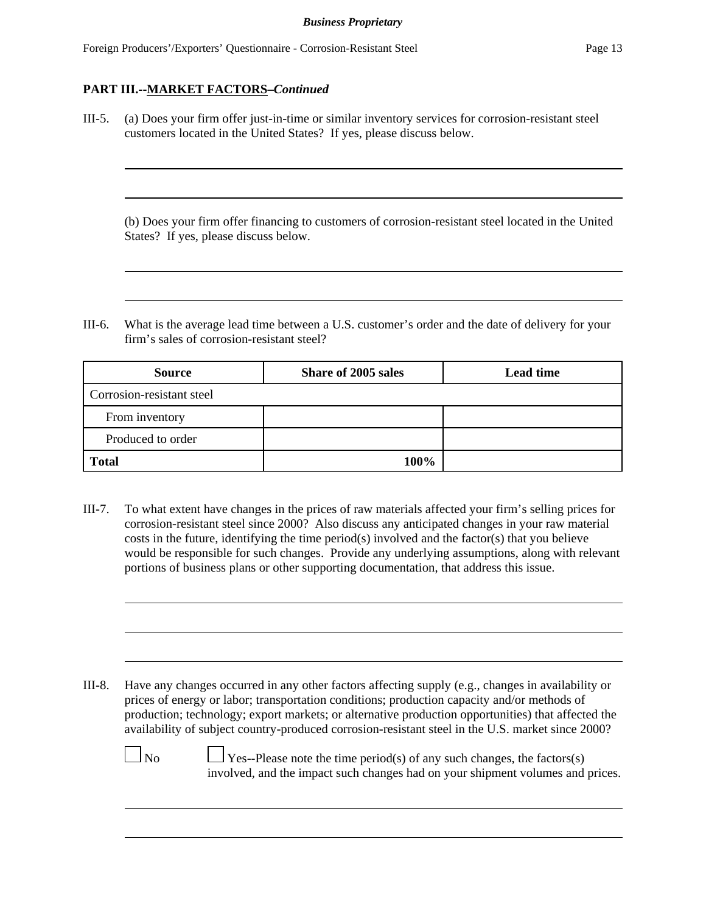**PART III.--MARKET FACTORS–*Continued***

III-5. (a) Does your firm offer just-in-time or similar inventory services for corrosion-resistant steel customers located in the United States? If yes, please discuss below.

(b) Does your firm offer financing to customers of corrosion-resistant steel located in the United States? If yes, please discuss below.

III-6. What is the average lead time between a U.S. customer's order and the date of delivery for your firm's sales of corrosion-resistant steel?

| Source | Share of 2005 sales | Lead time |
|---|---|---|
| Corrosion-resistant steel | | |
| From inventory | | |
| Produced to order | | |
| **Total** | **100%** | |

III-7. To what extent have changes in the prices of raw materials affected your firm's selling prices for corrosion-resistant steel since 2000? Also discuss any anticipated changes in your raw material costs in the future, identifying the time period(s) involved and the factor(s) that you believe would be responsible for such changes. Provide any underlying assumptions, along with relevant portions of business plans or other supporting documentation, that address this issue.

III-8. Have any changes occurred in any other factors affecting supply (e.g., changes in availability or prices of energy or labor; transportation conditions; production capacity and/or methods of production; technology; export markets; or alternative production opportunities) that affected the availability of subject country-produced corrosion-resistant steel in the U.S. market since 2000?

☐ No ☐ Yes--Please note the time period(s) of any such changes, the factors(s) involved, and the impact such changes had on your shipment volumes and prices.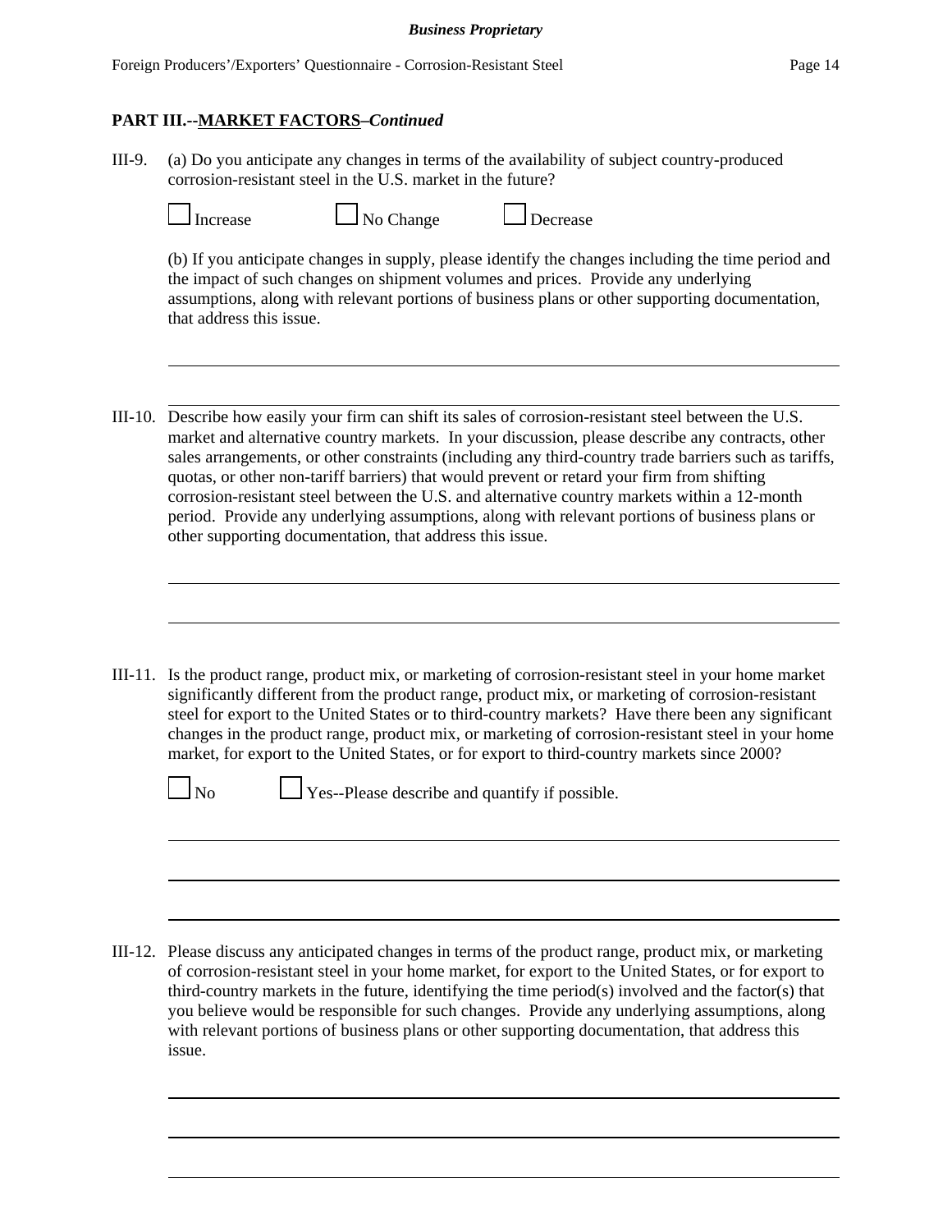## PART III.--MARKET FACTORS–*Continued*

III-9. (a) Do you anticipate any changes in terms of the availability of subject country-produced corrosion-resistant steel in the U.S. market in the future?

☐ Increase ☐ No Change ☐ Decrease

(b) If you anticipate changes in supply, please identify the changes including the time period and the impact of such changes on shipment volumes and prices. Provide any underlying assumptions, along with relevant portions of business plans or other supporting documentation, that address this issue.

III-10. Describe how easily your firm can shift its sales of corrosion-resistant steel between the U.S. market and alternative country markets. In your discussion, please describe any contracts, other sales arrangements, or other constraints (including any third-country trade barriers such as tariffs, quotas, or other non-tariff barriers) that would prevent or retard your firm from shifting corrosion-resistant steel between the U.S. and alternative country markets within a 12-month period. Provide any underlying assumptions, along with relevant portions of business plans or other supporting documentation, that address this issue.

III-11. Is the product range, product mix, or marketing of corrosion-resistant steel in your home market significantly different from the product range, product mix, or marketing of corrosion-resistant steel for export to the United States or to third-country markets? Have there been any significant changes in the product range, product mix, or marketing of corrosion-resistant steel in your home market, for export to the United States, or for export to third-country markets since 2000?

☐ No ☐ Yes--Please describe and quantify if possible.

III-12. Please discuss any anticipated changes in terms of the product range, product mix, or marketing of corrosion-resistant steel in your home market, for export to the United States, or for export to third-country markets in the future, identifying the time period(s) involved and the factor(s) that you believe would be responsible for such changes. Provide any underlying assumptions, along with relevant portions of business plans or other supporting documentation, that address this issue.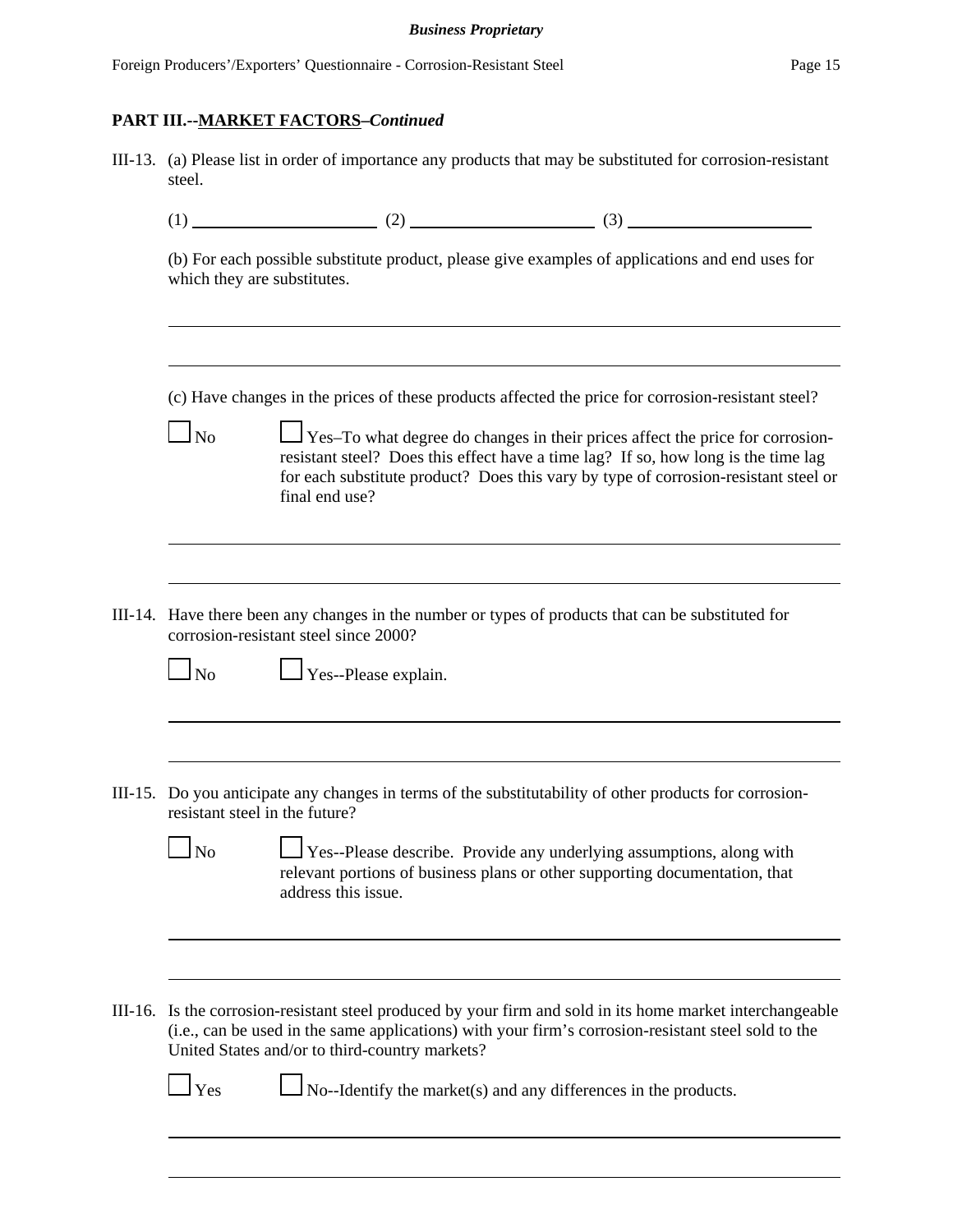**PART III.--MARKET FACTORS–*Continued***

III-13. (a) Please list in order of importance any products that may be substituted for corrosion-resistant steel.

(1) ____________________ (2) ____________________ (3) ____________________

(b) For each possible substitute product, please give examples of applications and end uses for which they are substitutes.

______________________________________________________________________

______________________________________________________________________

(c) Have changes in the prices of these products affected the price for corrosion-resistant steel?

☐ No ☐ Yes–To what degree do changes in their prices affect the price for corrosion-resistant steel? Does this effect have a time lag? If so, how long is the time lag for each substitute product? Does this vary by type of corrosion-resistant steel or final end use?

______________________________________________________________________

______________________________________________________________________

III-14. Have there been any changes in the number or types of products that can be substituted for corrosion-resistant steel since 2000?

☐ No ☐ Yes--Please explain.

______________________________________________________________________

______________________________________________________________________

III-15. Do you anticipate any changes in terms of the substitutability of other products for corrosion-resistant steel in the future?

☐ No ☐ Yes--Please describe. Provide any underlying assumptions, along with relevant portions of business plans or other supporting documentation, that address this issue.

______________________________________________________________________

______________________________________________________________________

III-16. Is the corrosion-resistant steel produced by your firm and sold in its home market interchangeable (i.e., can be used in the same applications) with your firm's corrosion-resistant steel sold to the United States and/or to third-country markets?

☐ Yes ☐ No--Identify the market(s) and any differences in the products.

______________________________________________________________________

______________________________________________________________________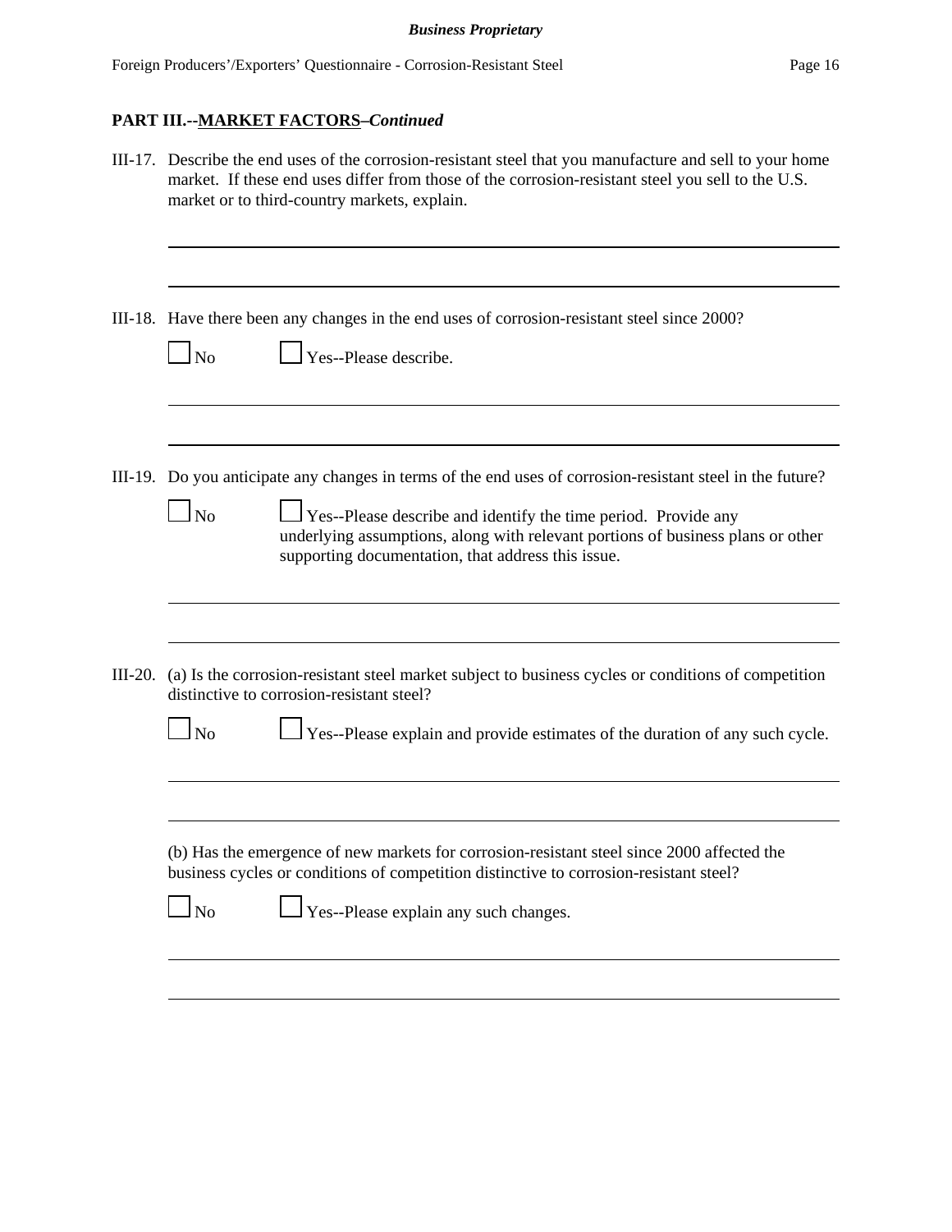**PART III.--MARKET FACTORS–*Continued***

III-17. Describe the end uses of the corrosion-resistant steel that you manufacture and sell to your home market. If these end uses differ from those of the corrosion-resistant steel you sell to the U.S. market or to third-country markets, explain.

______________________________________________________________________

______________________________________________________________________

III-18. Have there been any changes in the end uses of corrosion-resistant steel since 2000?

☐ No ☐ Yes--Please describe.

______________________________________________________________________

______________________________________________________________________

III-19. Do you anticipate any changes in terms of the end uses of corrosion-resistant steel in the future?

☐ No ☐ Yes--Please describe and identify the time period. Provide any underlying assumptions, along with relevant portions of business plans or other supporting documentation, that address this issue.

______________________________________________________________________

______________________________________________________________________

III-20. (a) Is the corrosion-resistant steel market subject to business cycles or conditions of competition distinctive to corrosion-resistant steel?

☐ No ☐ Yes--Please explain and provide estimates of the duration of any such cycle.

______________________________________________________________________

______________________________________________________________________

(b) Has the emergence of new markets for corrosion-resistant steel since 2000 affected the business cycles or conditions of competition distinctive to corrosion-resistant steel?

☐ No ☐ Yes--Please explain any such changes.

______________________________________________________________________

______________________________________________________________________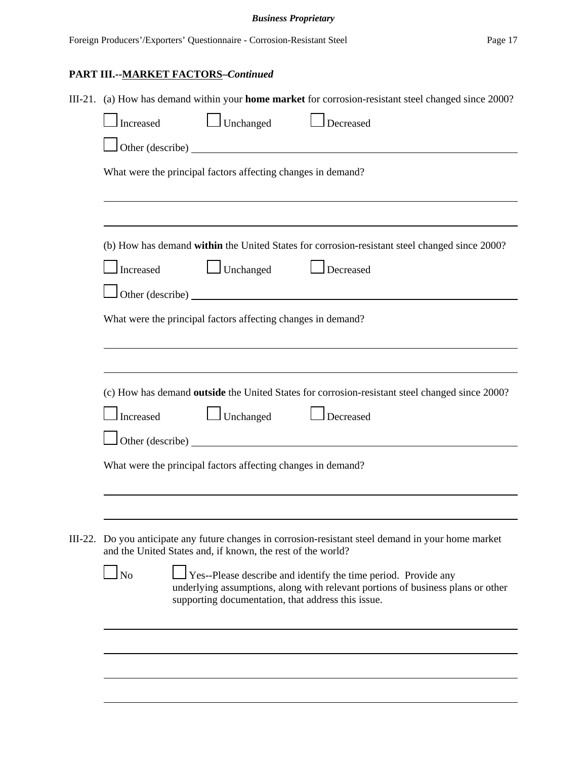**PART III.--MARKET FACTORS**–*Continued*

III-21. (a) How has demand within your **home market** for corrosion-resistant steel changed since 2000?

☐ Increased ☐ Unchanged ☐ Decreased

☐ Other (describe) ____________________

What were the principal factors affecting changes in demand?

____________________

____________________

(b) How has demand **within** the United States for corrosion-resistant steel changed since 2000?

☐ Increased ☐ Unchanged ☐ Decreased

☐ Other (describe) ____________________

What were the principal factors affecting changes in demand?

____________________

____________________

(c) How has demand **outside** the United States for corrosion-resistant steel changed since 2000?

☐ Increased ☐ Unchanged ☐ Decreased

☐ Other (describe) ____________________

What were the principal factors affecting changes in demand?

____________________

____________________

III-22. Do you anticipate any future changes in corrosion-resistant steel demand in your home market and the United States and, if known, the rest of the world?

☐ No ☐ Yes--Please describe and identify the time period. Provide any underlying assumptions, along with relevant portions of business plans or other supporting documentation, that address this issue.

____________________

____________________

____________________

____________________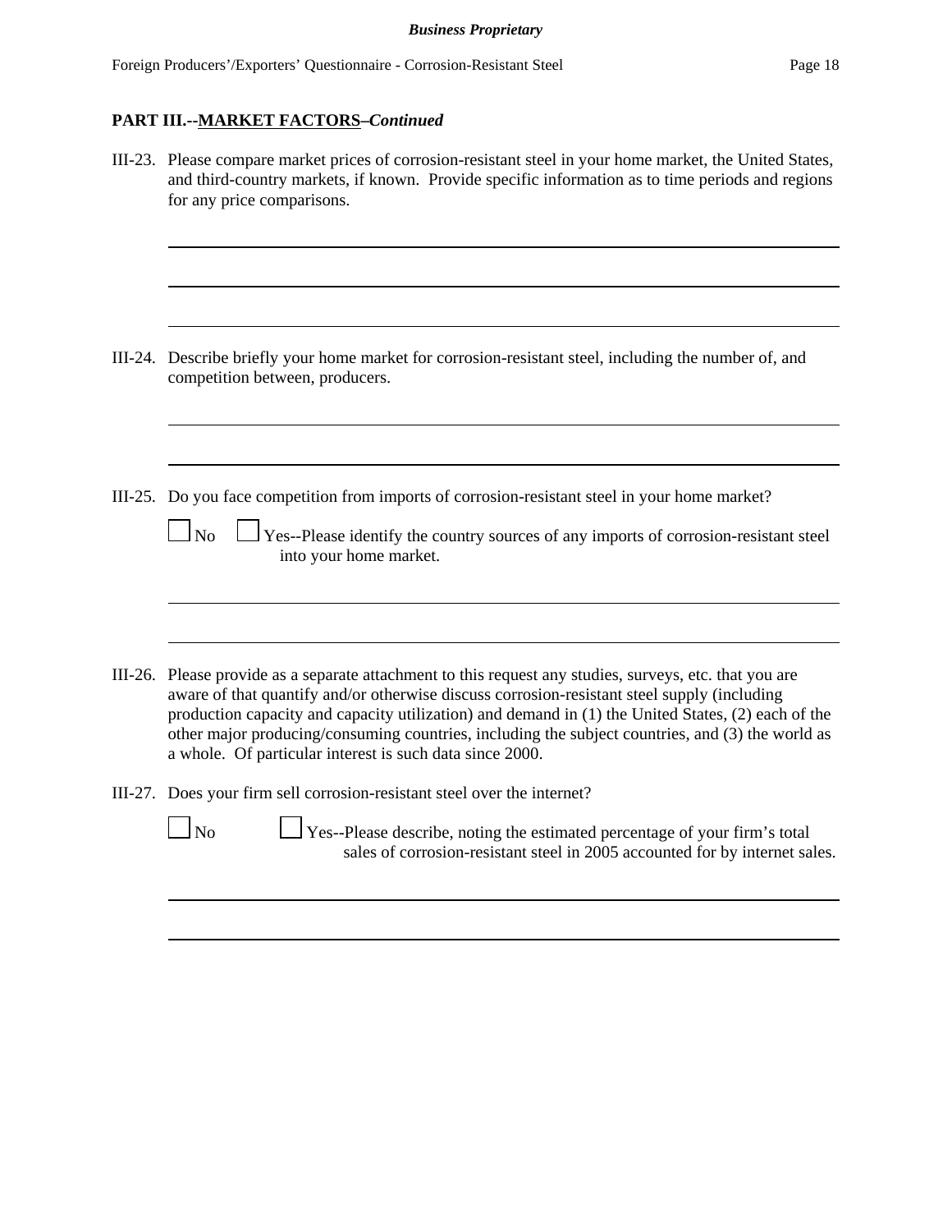**PART III.--MARKET FACTORS–*Continued***

III-23. Please compare market prices of corrosion-resistant steel in your home market, the United States, and third-country markets, if known. Provide specific information as to time periods and regions for any price comparisons.

III-24. Describe briefly your home market for corrosion-resistant steel, including the number of, and competition between, producers.

III-25. Do you face competition from imports of corrosion-resistant steel in your home market?

☐ No ☐ Yes--Please identify the country sources of any imports of corrosion-resistant steel into your home market.

III-26. Please provide as a separate attachment to this request any studies, surveys, etc. that you are aware of that quantify and/or otherwise discuss corrosion-resistant steel supply (including production capacity and capacity utilization) and demand in (1) the United States, (2) each of the other major producing/consuming countries, including the subject countries, and (3) the world as a whole. Of particular interest is such data since 2000.

III-27. Does your firm sell corrosion-resistant steel over the internet?

☐ No ☐ Yes--Please describe, noting the estimated percentage of your firm's total sales of corrosion-resistant steel in 2005 accounted for by internet sales.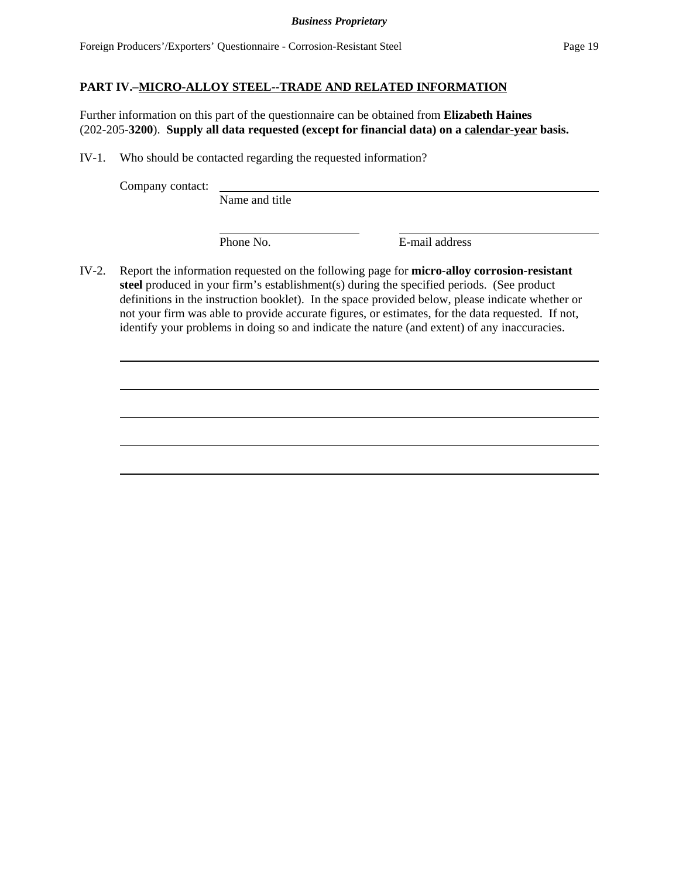**PART IV.–MICRO-ALLOY STEEL--TRADE AND RELATED INFORMATION**

Further information on this part of the questionnaire can be obtained from **Elizabeth Haines** (202-205-**3200**). **Supply all data requested (except for financial data) on a calendar-year basis.**

IV-1. Who should be contacted regarding the requested information?

Company contact: ____________________________________________
Name and title

______________________ ______________________________
Phone No. E-mail address

IV-2. Report the information requested on the following page for **micro-alloy corrosion-resistant steel** produced in your firm's establishment(s) during the specified periods. (See product definitions in the instruction booklet). In the space provided below, please indicate whether or not your firm was able to provide accurate figures, or estimates, for the data requested. If not, identify your problems in doing so and indicate the nature (and extent) of any inaccuracies.

______________________________________________________________________

______________________________________________________________________

______________________________________________________________________

______________________________________________________________________

______________________________________________________________________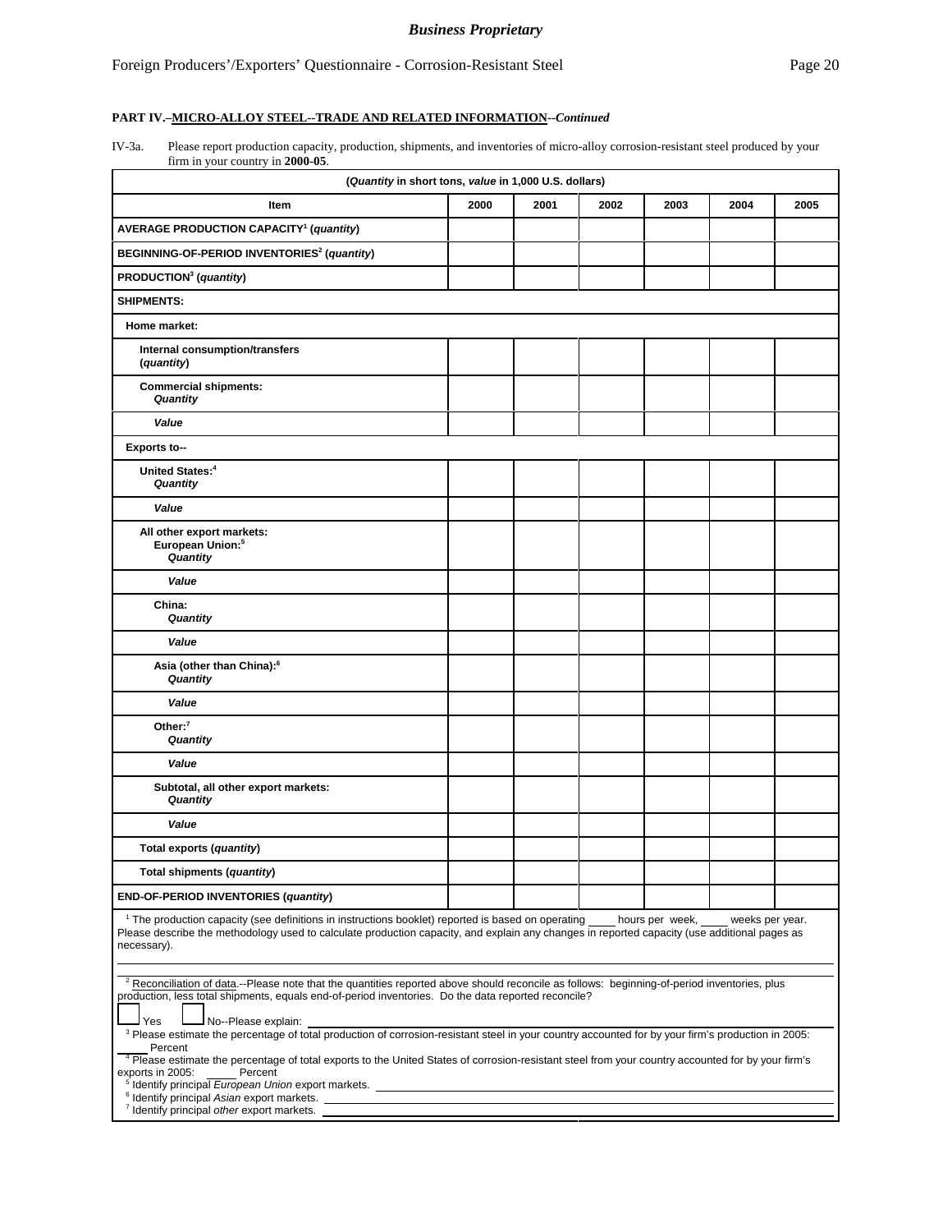**PART IV.–MICRO-ALLOY STEEL--TRADE AND RELATED INFORMATION**--*Continued*

IV-3a. Please report production capacity, production, shipments, and inventories of micro-alloy corrosion-resistant steel produced by your firm in your country in **2000-05**.

| (*Quantity* in short tons, *value* in 1,000 U.S. dollars) | | | | | | |
|---|---|---|---|---|---|---|
| **Item** | **2000** | **2001** | **2002** | **2003** | **2004** | **2005** |
| **AVERAGE PRODUCTION CAPACITY[1] (*quantity*)** | | | | | | |
| **BEGINNING-OF-PERIOD INVENTORIES[2] (*quantity*)** | | | | | | |
| **PRODUCTION[3] (*quantity*)** | | | | | | |
| **SHIPMENTS:** | | | | | | |
| **Home market:** | | | | | | |
| **Internal consumption/transfers (*quantity*)** | | | | | | |
| **Commercial shipments: *Quantity*** | | | | | | |
| ***Value*** | | | | | | |
| **Exports to--** | | | | | | |
| **United States:[4] *Quantity*** | | | | | | |
| ***Value*** | | | | | | |
| **All other export markets: European Union:[5] *Quantity*** | | | | | | |
| ***Value*** | | | | | | |
| **China: *Quantity*** | | | | | | |
| ***Value*** | | | | | | |
| **Asia (other than China):[6] *Quantity*** | | | | | | |
| ***Value*** | | | | | | |
| **Other:[7] *Quantity*** | | | | | | |
| ***Value*** | | | | | | |
| **Subtotal, all other export markets: *Quantity*** | | | | | | |
| ***Value*** | | | | | | |
| **Total exports (*quantity*)** | | | | | | |
| **Total shipments (*quantity*)** | | | | | | |
| **END-OF-PERIOD INVENTORIES (*quantity*)** | | | | | | |

[1] The production capacity (see definitions in instructions booklet) reported is based on operating ____ hours per week, ____ weeks per year. Please describe the methodology used to calculate production capacity, and explain any changes in reported capacity (use additional pages as necessary).

______________________________________________________________________

[2] Reconciliation of data.--Please note that the quantities reported above should reconcile as follows: beginning-of-period inventories, plus production, less total shipments, equals end-of-period inventories. Do the data reported reconcile?

☐ Yes ☐ No--Please explain: ______________________________

[3] Please estimate the percentage of total production of corrosion-resistant steel in your country accounted for by your firm's production in 2005: ____ Percent

[4] Please estimate the percentage of total exports to the United States of corrosion-resistant steel from your country accounted for by your firm's exports in 2005: ____ Percent

[5] Identify principal *European Union* export markets. ______________________________

[6] Identify principal *Asian* export markets. ______________________________

[7] Identify principal *other* export markets. ______________________________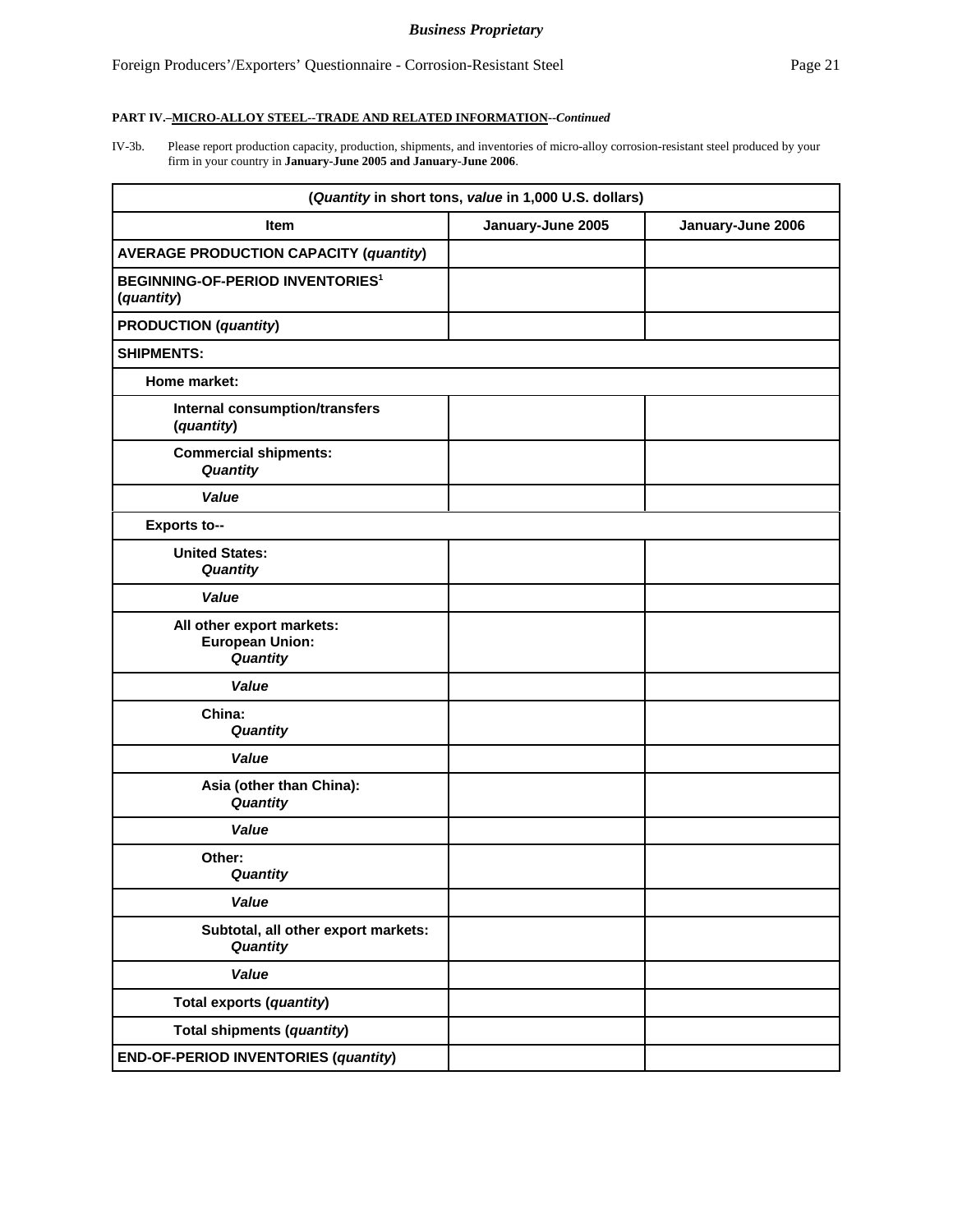**PART IV.–MICRO-ALLOY STEEL--TRADE AND RELATED INFORMATION--*Continued***

IV-3b. Please report production capacity, production, shipments, and inventories of micro-alloy corrosion-resistant steel produced by your firm in your country in **January-June 2005 and January-June 2006**.

| (*Quantity* in short tons, *value* in 1,000 U.S. dollars) | | |
|---|---|---|
| **Item** | **January-June 2005** | **January-June 2006** |
| **AVERAGE PRODUCTION CAPACITY (*quantity*)** | | |
| **BEGINNING-OF-PERIOD INVENTORIES[1] (*quantity*)** | | |
| **PRODUCTION (*quantity*)** | | |
| **SHIPMENTS:** | | |
| **Home market:** | | |
| **Internal consumption/transfers (*quantity*)** | | |
| **Commercial shipments: *Quantity*** | | |
| ***Value*** | | |
| **Exports to--** | | |
| **United States: *Quantity*** | | |
| ***Value*** | | |
| **All other export markets: European Union: *Quantity*** | | |
| ***Value*** | | |
| **China: *Quantity*** | | |
| ***Value*** | | |
| **Asia (other than China): *Quantity*** | | |
| ***Value*** | | |
| **Other: *Quantity*** | | |
| ***Value*** | | |
| **Subtotal, all other export markets: *Quantity*** | | |
| ***Value*** | | |
| **Total exports (*quantity*)** | | |
| **Total shipments (*quantity*)** | | |
| **END-OF-PERIOD INVENTORIES (*quantity*)** | | |